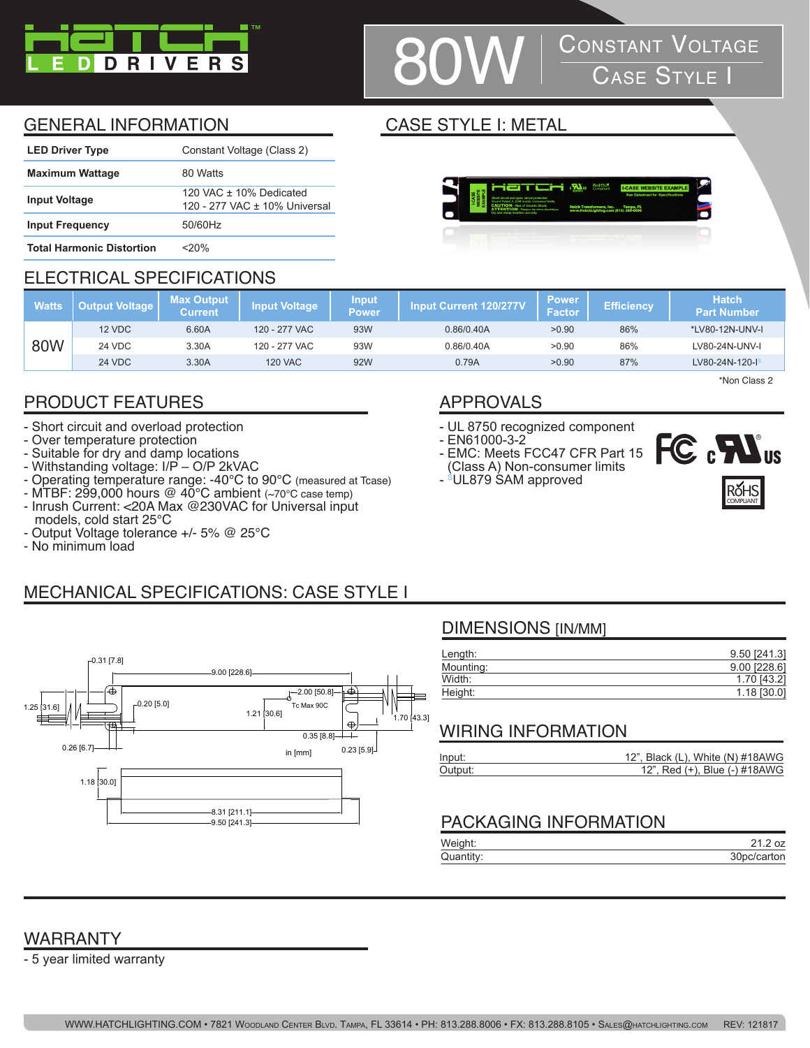# 80W CONSTANT VOLTAGE CASE STYLE I

## GENERAL INFORMATION

| | |
|---|---|
| **LED Driver Type** | Constant Voltage (Class 2) |
| **Maximum Wattage** | 80 Watts |
| **Input Voltage** | 120 VAC ± 10% Dedicated<br>120 - 277 VAC ± 10% Universal |
| **Input Frequency** | 50/60Hz |
| **Total Harmonic Distortion** | <20% |

## CASE STYLE I: METAL

## ELECTRICAL SPECIFICATIONS

| Watts | Output Voltage | Max Output Current | Input Voltage | Input Power | Input Current 120/277V | Power Factor | Efficiency | Hatch Part Number |
|---|---|---|---|---|---|---|---|---|
| 80W | 12 VDC | 6.60A | 120 - 277 VAC | 93W | 0.86/0.40A | >0.90 | 86% | *LV80-12N-UNV-I |
| | 24 VDC | 3.30A | 120 - 277 VAC | 93W | 0.86/0.40A | >0.90 | 86% | LV80-24N-UNV-I |
| | 24 VDC | 3.30A | 120 VAC | 92W | 0.79A | >0.90 | 87% | LV80-24N-120-I[S] |

*Non Class 2

## PRODUCT FEATURES

- Short circuit and overload protection
- Over temperature protection
- Suitable for dry and damp locations
- Withstanding voltage: I/P – O/P 2kVAC
- Operating temperature range: -40°C to 90°C (measured at Tcase)
- MTBF: 299,000 hours @ 40°C ambient (~70°C case temp)
- Inrush Current: <20A Max @230VAC for Universal input models, cold start 25°C
- Output Voltage tolerance +/- 5% @ 25°C
- No minimum load

## APPROVALS

- UL 8750 recognized component
- EN61000-3-2
- EMC: Meets FCC47 CFR Part 15 (Class A) Non-consumer limits
- [S]UL879 SAM approved

## MECHANICAL SPECIFICATIONS: CASE STYLE I

0.31 [7.8] · 9.00 [228.6] · 2.00 [50.8] · 1.25 [31.6] · 0.20 [5.0] · Tc Max 90C · 1.21 [30.6] · 1.70 [43.3] · 0.35 [8.8] · 0.26 [6.7] · in [mm] · 0.23 [5.9] · 1.18 [30.0] · 8.31 [211.1] · 9.50 [241.3]

### DIMENSIONS [IN/MM]

| | |
|---|---|
| Length: | 9.50 [241.3] |
| Mounting: | 9.00 [228.6] |
| Width: | 1.70 [43.2] |
| Height: | 1.18 [30.0] |

### WIRING INFORMATION

| | |
|---|---|
| Input: | 12", Black (L), White (N) #18AWG |
| Output: | 12", Red (+), Blue (-) #18AWG |

### PACKAGING INFORMATION

| | |
|---|---|
| Weight: | 21.2 oz |
| Quantity: | 30pc/carton |

## WARRANTY

- 5 year limited warranty

WWW.HATCHLIGHTING.COM • 7821 WOODLAND CENTER BLVD. TAMPA, FL 33614 • PH: 813.288.8006 • FX: 813.288.8105 • SALES@HATCHLIGHTING.COM REV: 121817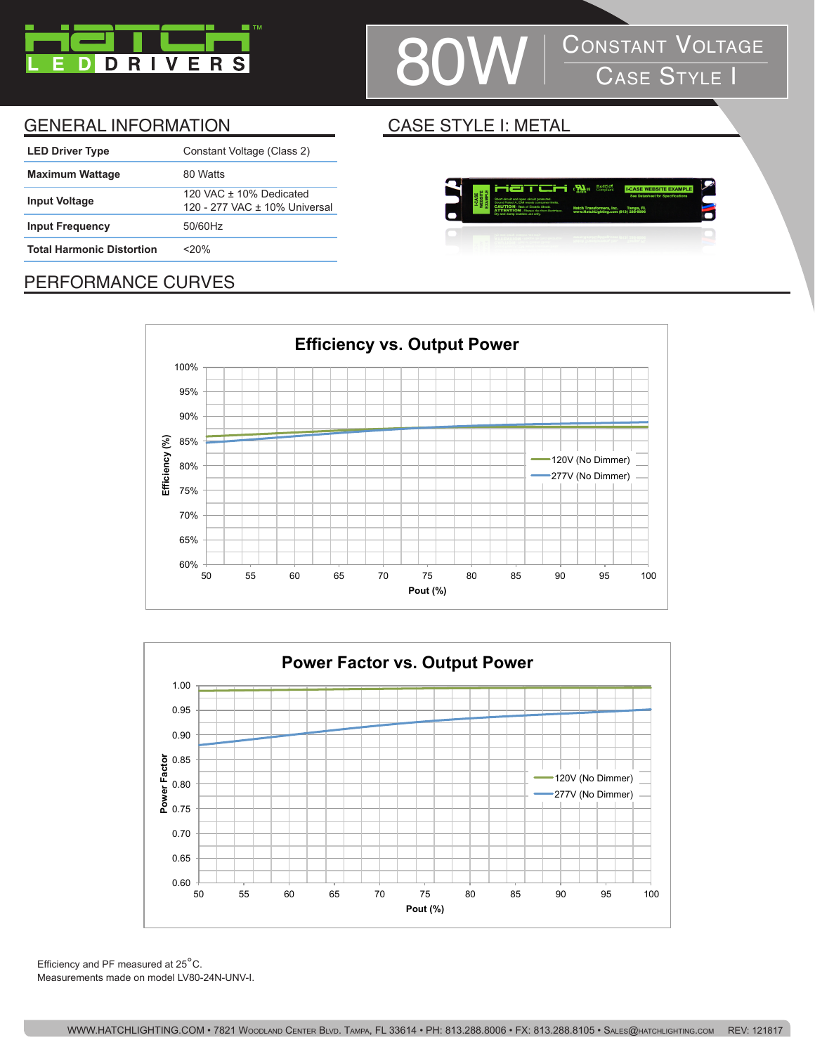# 80W CONSTANT VOLTAGE CASE STYLE I

## GENERAL INFORMATION

| | |
|---|---|
| **LED Driver Type** | Constant Voltage (Class 2) |
| **Maximum Wattage** | 80 Watts |
| **Input Voltage** | 120 VAC ± 10% Dedicated<br>120 - 277 VAC ± 10% Universal |
| **Input Frequency** | 50/60Hz |
| **Total Harmonic Distortion** | <20% |

## CASE STYLE I: METAL

## PERFORMANCE CURVES

**Efficiency vs. Output Power**

**Power Factor vs. Output Power**

Efficiency and PF measured at 25°C.
Measurements made on model LV80-24N-UNV-I.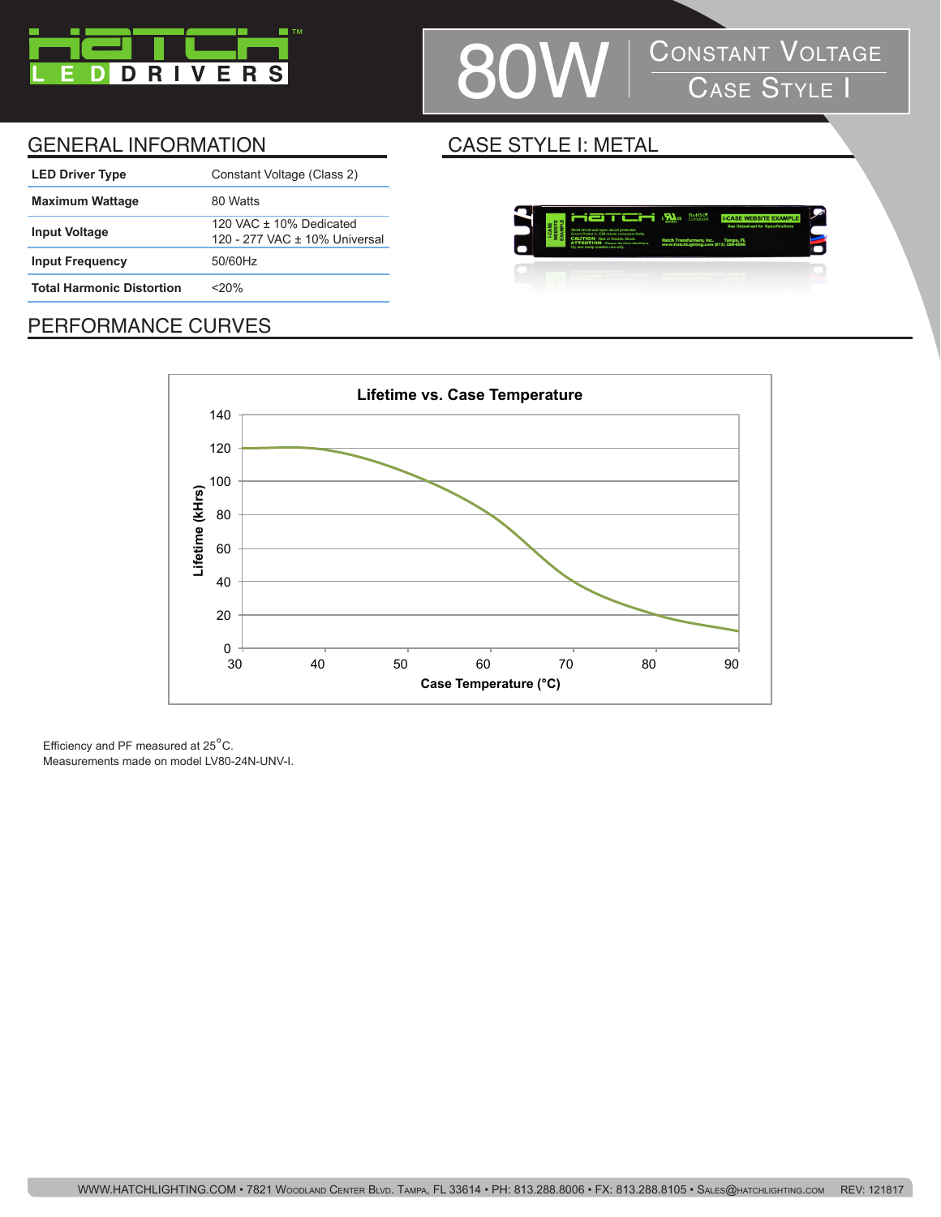# HATCH LED DRIVERS

80W CONSTANT VOLTAGE CASE STYLE I

## GENERAL INFORMATION

| | |
|---|---|
| **LED Driver Type** | Constant Voltage (Class 2) |
| **Maximum Wattage** | 80 Watts |
| **Input Voltage** | 120 VAC ± 10% Dedicated<br>120 - 277 VAC ± 10% Universal |
| **Input Frequency** | 50/60Hz |
| **Total Harmonic Distortion** | <20% |

## CASE STYLE I: METAL

## PERFORMANCE CURVES

**Lifetime vs. Case Temperature**

Lifetime (kHrs)

140
120
100
80
60
40
20
0

30 40 50 60 70 80 90

**Case Temperature (°C)**

Efficiency and PF measured at 25°C.
Measurements made on model LV80-24N-UNV-I.

WWW.HATCHLIGHTING.COM • 7821 WOODLAND CENTER BLVD. TAMPA, FL 33614 • PH: 813.288.8006 • FX: 813.288.8105 • SALES@HATCHLIGHTING.COM REV: 121817